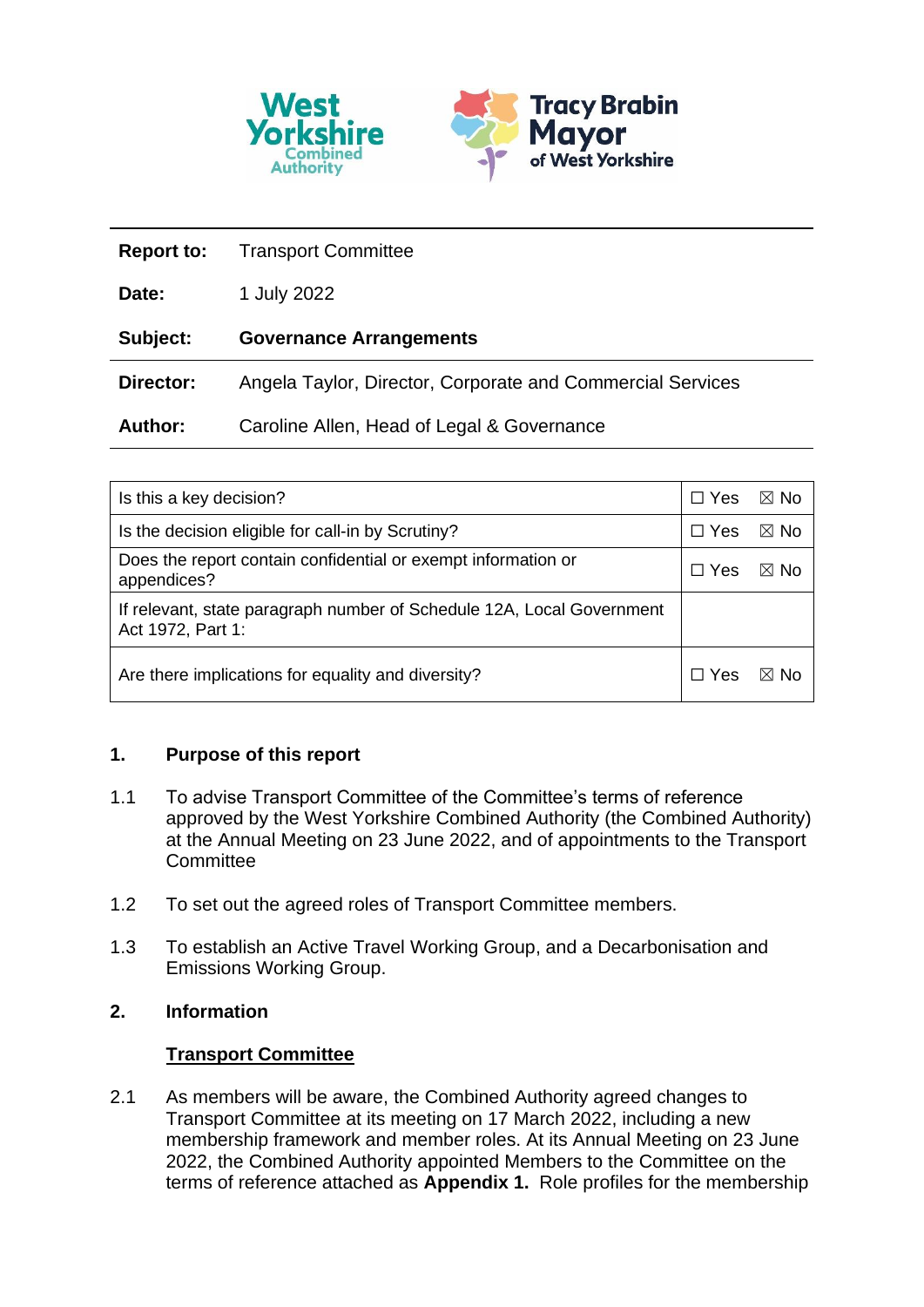West Yorkshire Combined Authority

Tracy Brabin Mayor of West Yorkshire

| | |
|---|---|
| **Report to:** | Transport Committee |
| **Date:** | 1 July 2022 |
| **Subject:** | **Governance Arrangements** |
| **Director:** | Angela Taylor, Director, Corporate and Commercial Services |
| **Author:** | Caroline Allen, Head of Legal & Governance |

| | |
|---|---|
| Is this a key decision? | ☐ Yes ☒ No |
| Is the decision eligible for call-in by Scrutiny? | ☐ Yes ☒ No |
| Does the report contain confidential or exempt information or appendices? | ☐ Yes ☒ No |
| If relevant, state paragraph number of Schedule 12A, Local Government Act 1972, Part 1: | |
| Are there implications for equality and diversity? | ☐ Yes ☒ No |

## 1. Purpose of this report

1.1 To advise Transport Committee of the Committee's terms of reference approved by the West Yorkshire Combined Authority (the Combined Authority) at the Annual Meeting on 23 June 2022, and of appointments to the Transport Committee

1.2 To set out the agreed roles of Transport Committee members.

1.3 To establish an Active Travel Working Group, and a Decarbonisation and Emissions Working Group.

## 2. Information

### Transport Committee

2.1 As members will be aware, the Combined Authority agreed changes to Transport Committee at its meeting on 17 March 2022, including a new membership framework and member roles. At its Annual Meeting on 23 June 2022, the Combined Authority appointed Members to the Committee on the terms of reference attached as **Appendix 1.** Role profiles for the membership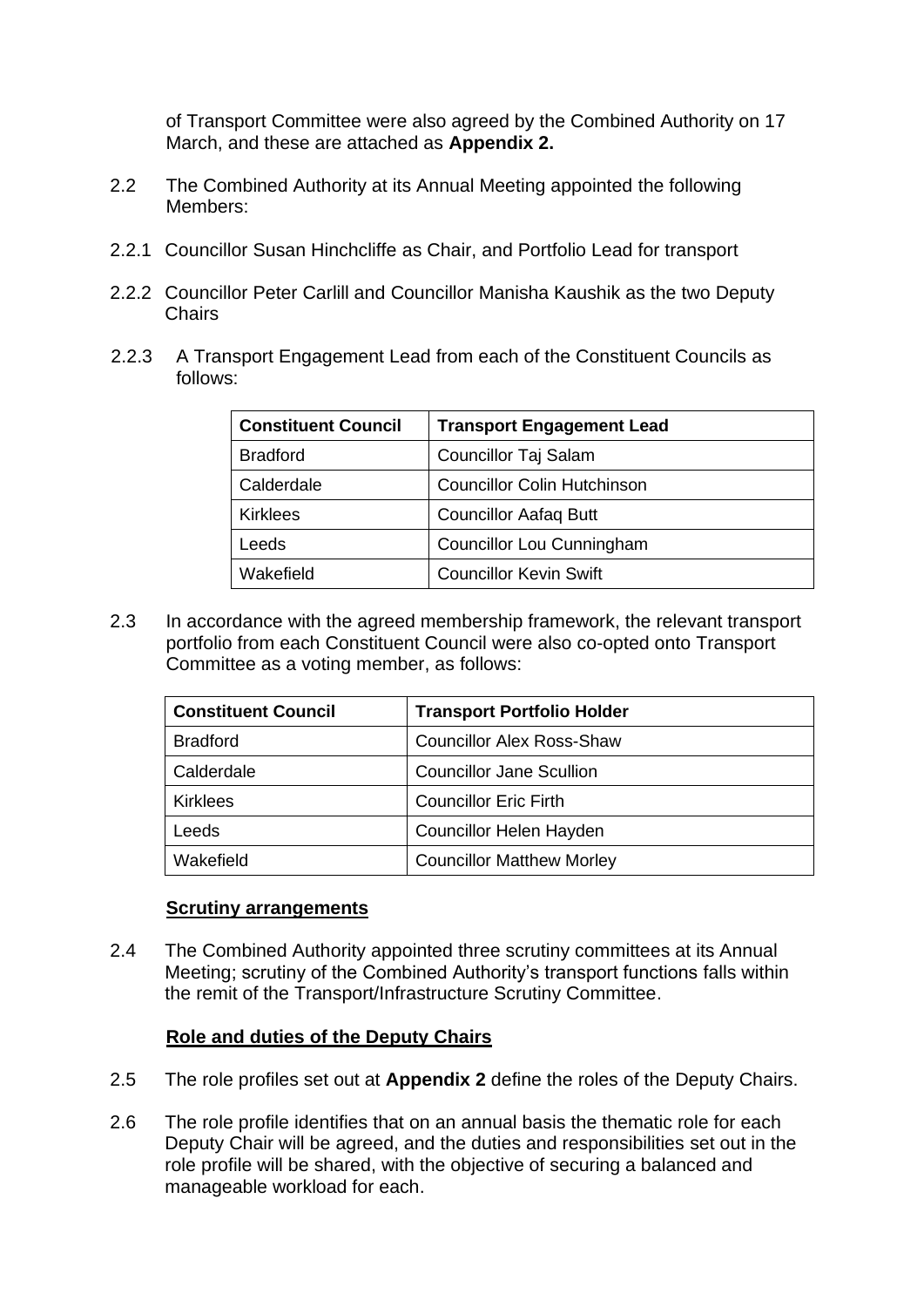of Transport Committee were also agreed by the Combined Authority on 17 March, and these are attached as **Appendix 2.**

2.2 The Combined Authority at its Annual Meeting appointed the following Members:

2.2.1 Councillor Susan Hinchcliffe as Chair, and Portfolio Lead for transport

2.2.2 Councillor Peter Carlill and Councillor Manisha Kaushik as the two Deputy Chairs

2.2.3 A Transport Engagement Lead from each of the Constituent Councils as follows:

| Constituent Council | Transport Engagement Lead |
|---|---|
| Bradford | Councillor Taj Salam |
| Calderdale | Councillor Colin Hutchinson |
| Kirklees | Councillor Aafaq Butt |
| Leeds | Councillor Lou Cunningham |
| Wakefield | Councillor Kevin Swift |

2.3 In accordance with the agreed membership framework, the relevant transport portfolio from each Constituent Council were also co-opted onto Transport Committee as a voting member, as follows:

| Constituent Council | Transport Portfolio Holder |
|---|---|
| Bradford | Councillor Alex Ross-Shaw |
| Calderdale | Councillor Jane Scullion |
| Kirklees | Councillor Eric Firth |
| Leeds | Councillor Helen Hayden |
| Wakefield | Councillor Matthew Morley |

**Scrutiny arrangements**

2.4 The Combined Authority appointed three scrutiny committees at its Annual Meeting; scrutiny of the Combined Authority's transport functions falls within the remit of the Transport/Infrastructure Scrutiny Committee.

**Role and duties of the Deputy Chairs**

2.5 The role profiles set out at **Appendix 2** define the roles of the Deputy Chairs.

2.6 The role profile identifies that on an annual basis the thematic role for each Deputy Chair will be agreed, and the duties and responsibilities set out in the role profile will be shared, with the objective of securing a balanced and manageable workload for each.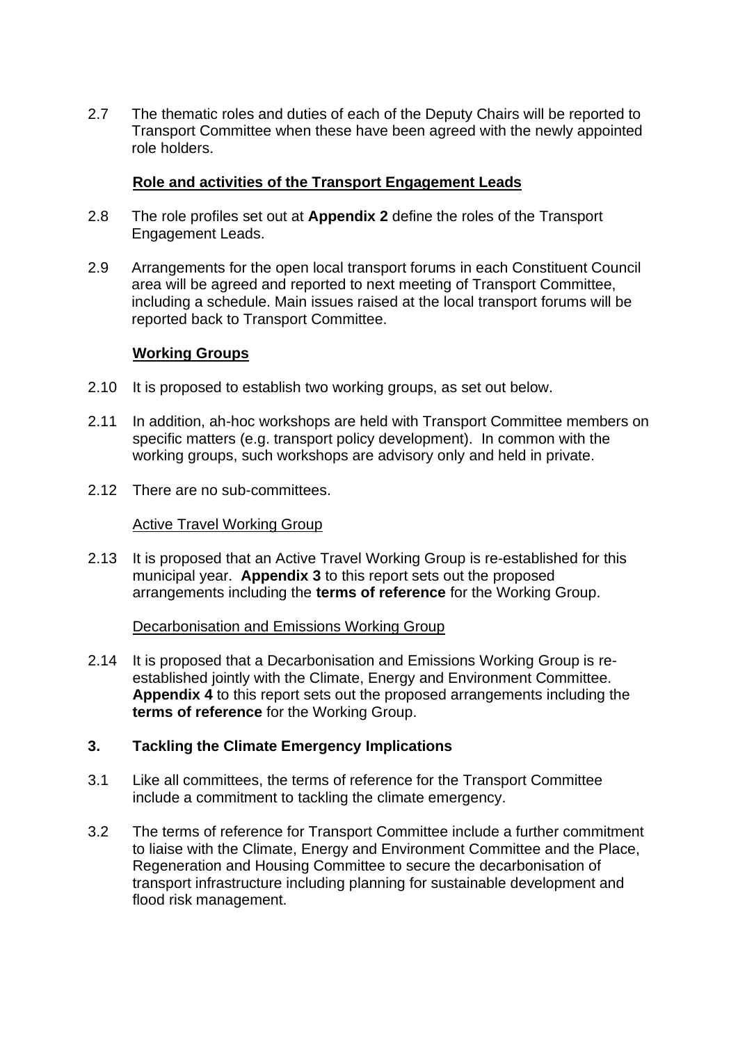2.7 The thematic roles and duties of each of the Deputy Chairs will be reported to Transport Committee when these have been agreed with the newly appointed role holders.

**Role and activities of the Transport Engagement Leads**

2.8 The role profiles set out at **Appendix 2** define the roles of the Transport Engagement Leads.

2.9 Arrangements for the open local transport forums in each Constituent Council area will be agreed and reported to next meeting of Transport Committee, including a schedule. Main issues raised at the local transport forums will be reported back to Transport Committee.

**Working Groups**

2.10 It is proposed to establish two working groups, as set out below.

2.11 In addition, ah-hoc workshops are held with Transport Committee members on specific matters (e.g. transport policy development). In common with the working groups, such workshops are advisory only and held in private.

2.12 There are no sub-committees.

Active Travel Working Group

2.13 It is proposed that an Active Travel Working Group is re-established for this municipal year. **Appendix 3** to this report sets out the proposed arrangements including the **terms of reference** for the Working Group.

Decarbonisation and Emissions Working Group

2.14 It is proposed that a Decarbonisation and Emissions Working Group is re-established jointly with the Climate, Energy and Environment Committee. **Appendix 4** to this report sets out the proposed arrangements including the **terms of reference** for the Working Group.

## 3. Tackling the Climate Emergency Implications

3.1 Like all committees, the terms of reference for the Transport Committee include a commitment to tackling the climate emergency.

3.2 The terms of reference for Transport Committee include a further commitment to liaise with the Climate, Energy and Environment Committee and the Place, Regeneration and Housing Committee to secure the decarbonisation of transport infrastructure including planning for sustainable development and flood risk management.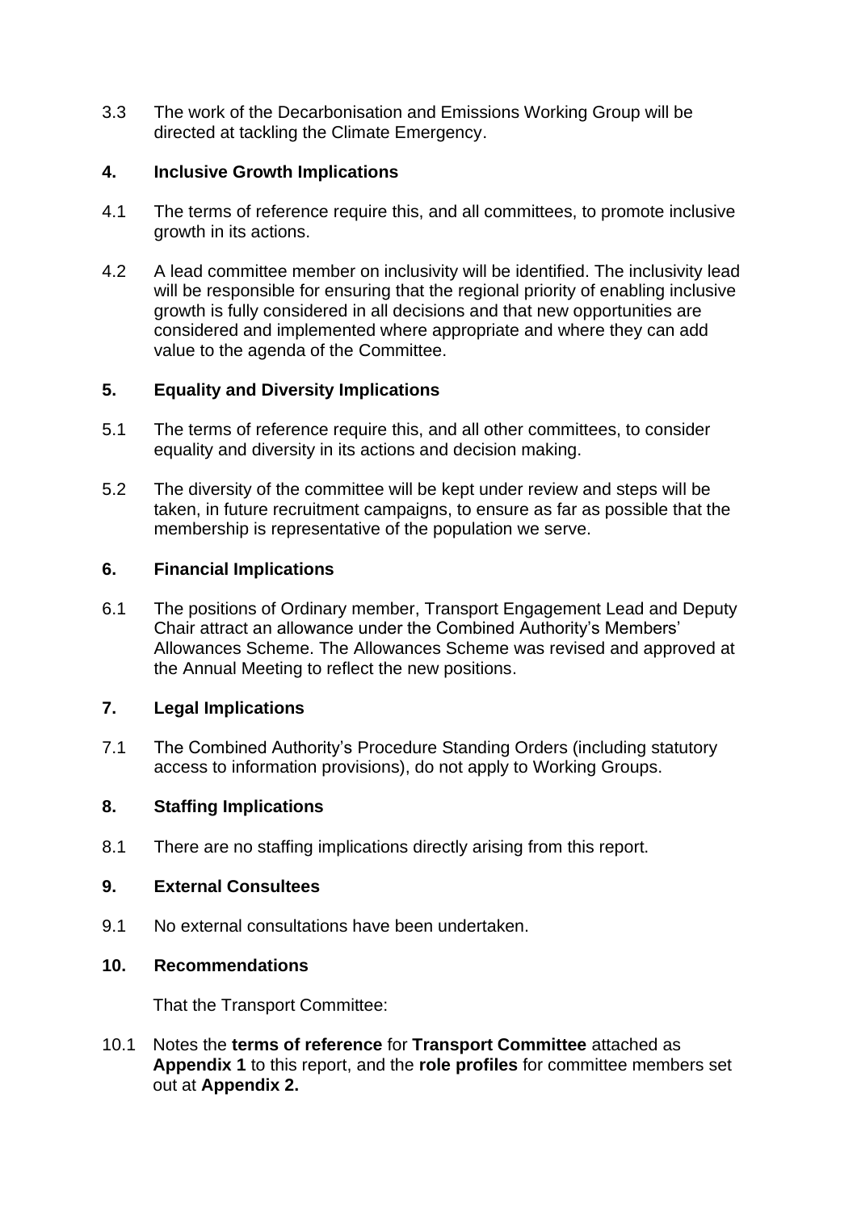3.3 The work of the Decarbonisation and Emissions Working Group will be directed at tackling the Climate Emergency.

## 4. Inclusive Growth Implications

4.1 The terms of reference require this, and all committees, to promote inclusive growth in its actions.

4.2 A lead committee member on inclusivity will be identified. The inclusivity lead will be responsible for ensuring that the regional priority of enabling inclusive growth is fully considered in all decisions and that new opportunities are considered and implemented where appropriate and where they can add value to the agenda of the Committee.

## 5. Equality and Diversity Implications

5.1 The terms of reference require this, and all other committees, to consider equality and diversity in its actions and decision making.

5.2 The diversity of the committee will be kept under review and steps will be taken, in future recruitment campaigns, to ensure as far as possible that the membership is representative of the population we serve.

## 6. Financial Implications

6.1 The positions of Ordinary member, Transport Engagement Lead and Deputy Chair attract an allowance under the Combined Authority's Members' Allowances Scheme. The Allowances Scheme was revised and approved at the Annual Meeting to reflect the new positions.

## 7. Legal Implications

7.1 The Combined Authority's Procedure Standing Orders (including statutory access to information provisions), do not apply to Working Groups.

## 8. Staffing Implications

8.1 There are no staffing implications directly arising from this report.

## 9. External Consultees

9.1 No external consultations have been undertaken.

## 10. Recommendations

That the Transport Committee:

10.1 Notes the **terms of reference** for **Transport Committee** attached as **Appendix 1** to this report, and the **role profiles** for committee members set out at **Appendix 2.**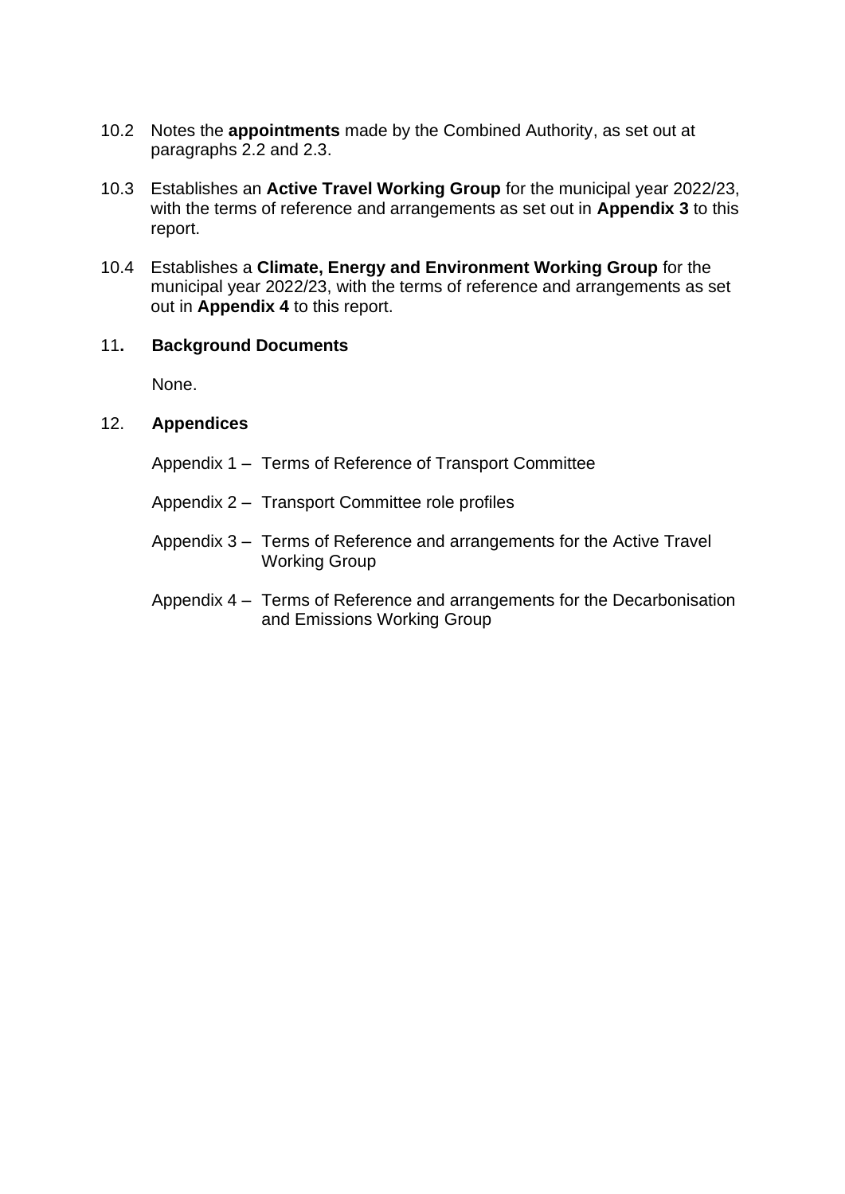10.2 Notes the **appointments** made by the Combined Authority, as set out at paragraphs 2.2 and 2.3.

10.3 Establishes an **Active Travel Working Group** for the municipal year 2022/23, with the terms of reference and arrangements as set out in **Appendix 3** to this report.

10.4 Establishes a **Climate, Energy and Environment Working Group** for the municipal year 2022/23, with the terms of reference and arrangements as set out in **Appendix 4** to this report.

## 11. Background Documents

None.

## 12. Appendices

Appendix 1 – Terms of Reference of Transport Committee

Appendix 2 – Transport Committee role profiles

Appendix 3 – Terms of Reference and arrangements for the Active Travel Working Group

Appendix 4 – Terms of Reference and arrangements for the Decarbonisation and Emissions Working Group